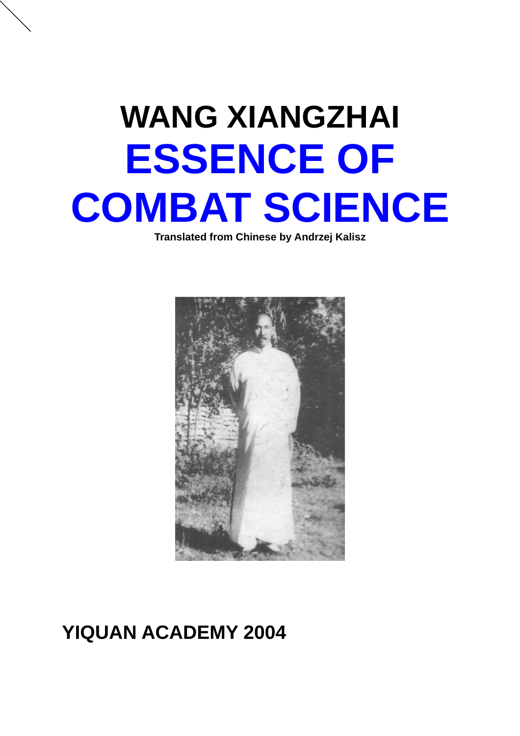# WANG XIANGZHAI

# ESSENCE OF COMBAT SCIENCE

**Translated from Chinese by Andrzej Kalisz**

**YIQUAN ACADEMY 2004**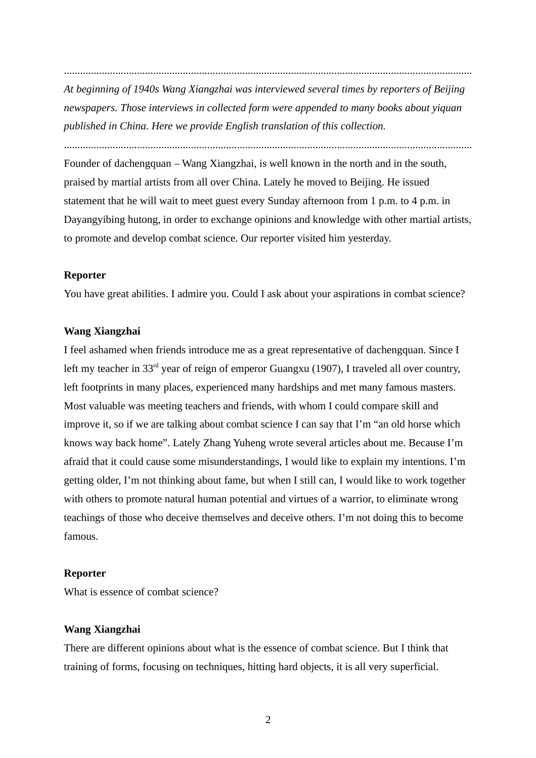---

*At beginning of 1940s Wang Xiangzhai was interviewed several times by reporters of Beijing newspapers. Those interviews in collected form were appended to many books about yiquan published in China. Here we provide English translation of this collection.*

---

Founder of dachengquan – Wang Xiangzhai, is well known in the north and in the south, praised by martial artists from all over China. Lately he moved to Beijing. He issued statement that he will wait to meet guest every Sunday afternoon from 1 p.m. to 4 p.m. in Dayangyibing hutong, in order to exchange opinions and knowledge with other martial artists, to promote and develop combat science. Our reporter visited him yesterday.

**Reporter**

You have great abilities. I admire you. Could I ask about your aspirations in combat science?

**Wang Xiangzhai**

I feel ashamed when friends introduce me as a great representative of dachengquan. Since I left my teacher in 33rd year of reign of emperor Guangxu (1907), I traveled all over country, left footprints in many places, experienced many hardships and met many famous masters. Most valuable was meeting teachers and friends, with whom I could compare skill and improve it, so if we are talking about combat science I can say that I'm "an old horse which knows way back home". Lately Zhang Yuheng wrote several articles about me. Because I'm afraid that it could cause some misunderstandings, I would like to explain my intentions. I'm getting older, I'm not thinking about fame, but when I still can, I would like to work together with others to promote natural human potential and virtues of a warrior, to eliminate wrong teachings of those who deceive themselves and deceive others. I'm not doing this to become famous.

**Reporter**

What is essence of combat science?

**Wang Xiangzhai**

There are different opinions about what is the essence of combat science. But I think that training of forms, focusing on techniques, hitting hard objects, it is all very superficial.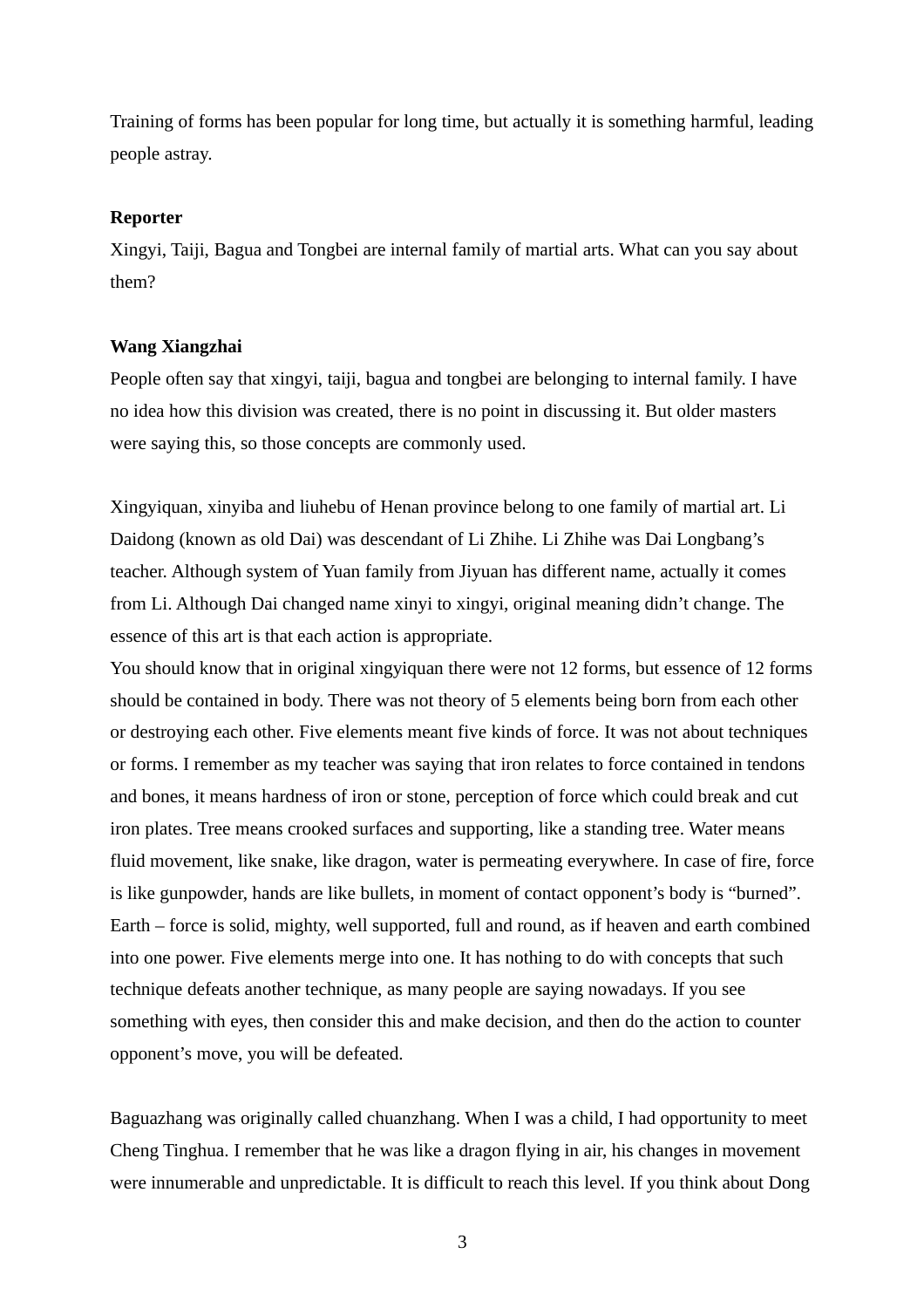Training of forms has been popular for long time, but actually it is something harmful, leading people astray.

**Reporter**

Xingyi, Taiji, Bagua and Tongbei are internal family of martial arts. What can you say about them?

**Wang Xiangzhai**

People often say that xingyi, taiji, bagua and tongbei are belonging to internal family. I have no idea how this division was created, there is no point in discussing it. But older masters were saying this, so those concepts are commonly used.

Xingyiquan, xinyiba and liuhebu of Henan province belong to one family of martial art. Li Daidong (known as old Dai) was descendant of Li Zhihe. Li Zhihe was Dai Longbang's teacher. Although system of Yuan family from Jiyuan has different name, actually it comes from Li. Although Dai changed name xinyi to xingyi, original meaning didn't change. The essence of this art is that each action is appropriate.

You should know that in original xingyiquan there were not 12 forms, but essence of 12 forms should be contained in body. There was not theory of 5 elements being born from each other or destroying each other. Five elements meant five kinds of force. It was not about techniques or forms. I remember as my teacher was saying that iron relates to force contained in tendons and bones, it means hardness of iron or stone, perception of force which could break and cut iron plates. Tree means crooked surfaces and supporting, like a standing tree. Water means fluid movement, like snake, like dragon, water is permeating everywhere. In case of fire, force is like gunpowder, hands are like bullets, in moment of contact opponent's body is "burned". Earth – force is solid, mighty, well supported, full and round, as if heaven and earth combined into one power. Five elements merge into one. It has nothing to do with concepts that such technique defeats another technique, as many people are saying nowadays. If you see something with eyes, then consider this and make decision, and then do the action to counter opponent's move, you will be defeated.

Baguazhang was originally called chuanzhang. When I was a child, I had opportunity to meet Cheng Tinghua. I remember that he was like a dragon flying in air, his changes in movement were innumerable and unpredictable. It is difficult to reach this level. If you think about Dong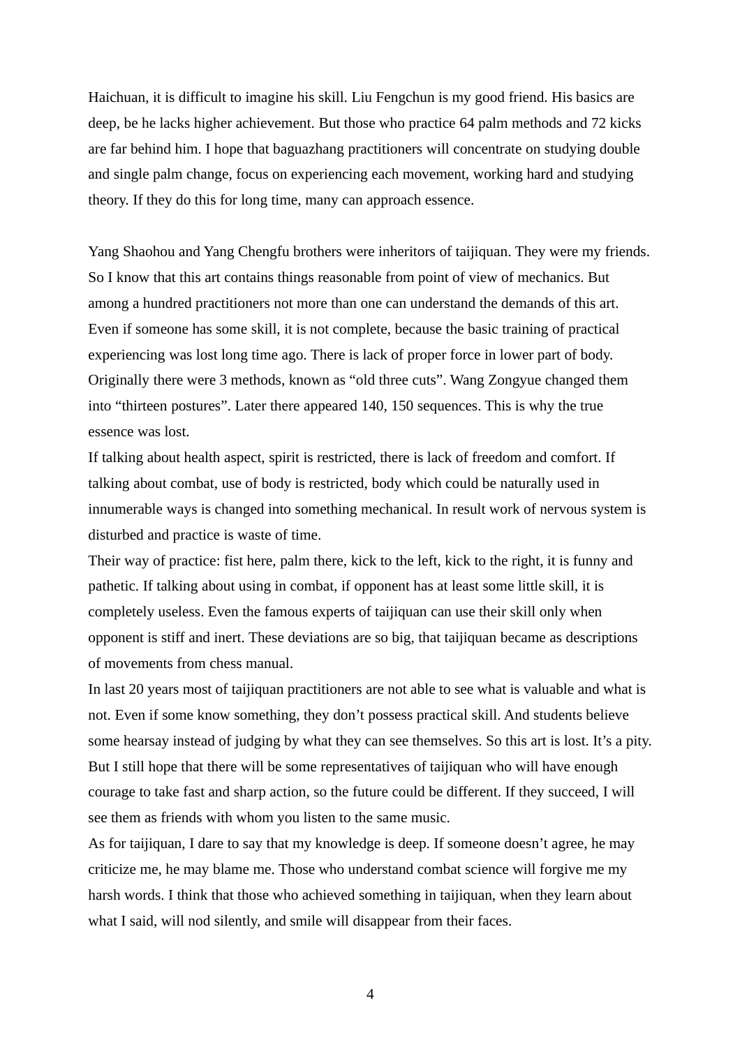Haichuan, it is difficult to imagine his skill. Liu Fengchun is my good friend. His basics are deep, be he lacks higher achievement. But those who practice 64 palm methods and 72 kicks are far behind him. I hope that baguazhang practitioners will concentrate on studying double and single palm change, focus on experiencing each movement, working hard and studying theory. If they do this for long time, many can approach essence.

Yang Shaohou and Yang Chengfu brothers were inheritors of taijiquan. They were my friends. So I know that this art contains things reasonable from point of view of mechanics. But among a hundred practitioners not more than one can understand the demands of this art. Even if someone has some skill, it is not complete, because the basic training of practical experiencing was lost long time ago. There is lack of proper force in lower part of body. Originally there were 3 methods, known as "old three cuts". Wang Zongyue changed them into "thirteen postures". Later there appeared 140, 150 sequences. This is why the true essence was lost.

If talking about health aspect, spirit is restricted, there is lack of freedom and comfort. If talking about combat, use of body is restricted, body which could be naturally used in innumerable ways is changed into something mechanical. In result work of nervous system is disturbed and practice is waste of time.

Their way of practice: fist here, palm there, kick to the left, kick to the right, it is funny and pathetic. If talking about using in combat, if opponent has at least some little skill, it is completely useless. Even the famous experts of taijiquan can use their skill only when opponent is stiff and inert. These deviations are so big, that taijiquan became as descriptions of movements from chess manual.

In last 20 years most of taijiquan practitioners are not able to see what is valuable and what is not. Even if some know something, they don't possess practical skill. And students believe some hearsay instead of judging by what they can see themselves. So this art is lost. It's a pity. But I still hope that there will be some representatives of taijiquan who will have enough courage to take fast and sharp action, so the future could be different. If they succeed, I will see them as friends with whom you listen to the same music.

As for taijiquan, I dare to say that my knowledge is deep. If someone doesn't agree, he may criticize me, he may blame me. Those who understand combat science will forgive me my harsh words. I think that those who achieved something in taijiquan, when they learn about what I said, will nod silently, and smile will disappear from their faces.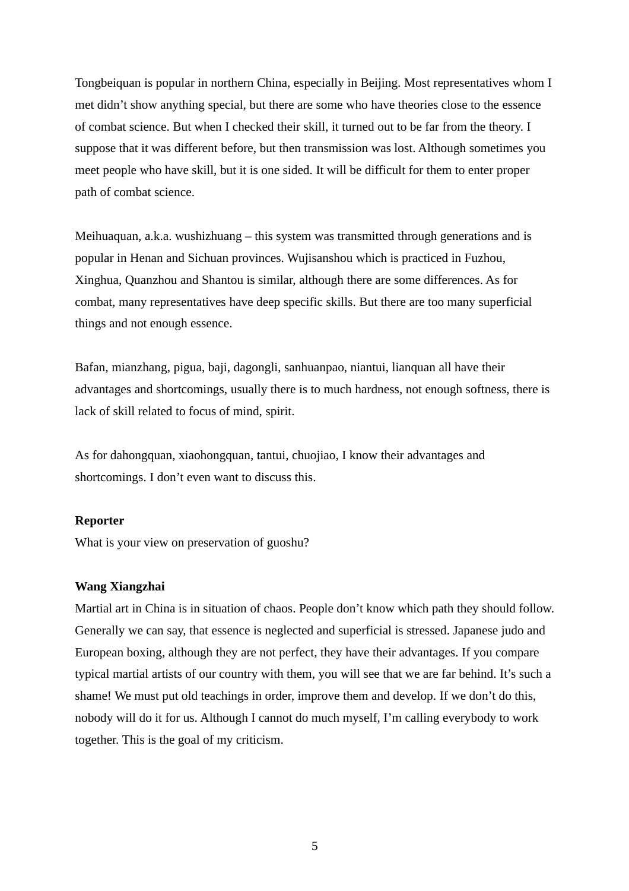Tongbeiquan is popular in northern China, especially in Beijing. Most representatives whom I met didn't show anything special, but there are some who have theories close to the essence of combat science. But when I checked their skill, it turned out to be far from the theory. I suppose that it was different before, but then transmission was lost. Although sometimes you meet people who have skill, but it is one sided. It will be difficult for them to enter proper path of combat science.

Meihuaquan, a.k.a. wushizhuang – this system was transmitted through generations and is popular in Henan and Sichuan provinces. Wujisanshou which is practiced in Fuzhou, Xinghua, Quanzhou and Shantou is similar, although there are some differences. As for combat, many representatives have deep specific skills. But there are too many superficial things and not enough essence.

Bafan, mianzhang, pigua, baji, dagongli, sanhuanpao, niantui, lianquan all have their advantages and shortcomings, usually there is to much hardness, not enough softness, there is lack of skill related to focus of mind, spirit.

As for dahongquan, xiaohongquan, tantui, chuojiao, I know their advantages and shortcomings. I don't even want to discuss this.

**Reporter**
What is your view on preservation of guoshu?

**Wang Xiangzhai**
Martial art in China is in situation of chaos. People don't know which path they should follow. Generally we can say, that essence is neglected and superficial is stressed. Japanese judo and European boxing, although they are not perfect, they have their advantages. If you compare typical martial artists of our country with them, you will see that we are far behind. It's such a shame! We must put old teachings in order, improve them and develop. If we don't do this, nobody will do it for us. Although I cannot do much myself, I'm calling everybody to work together. This is the goal of my criticism.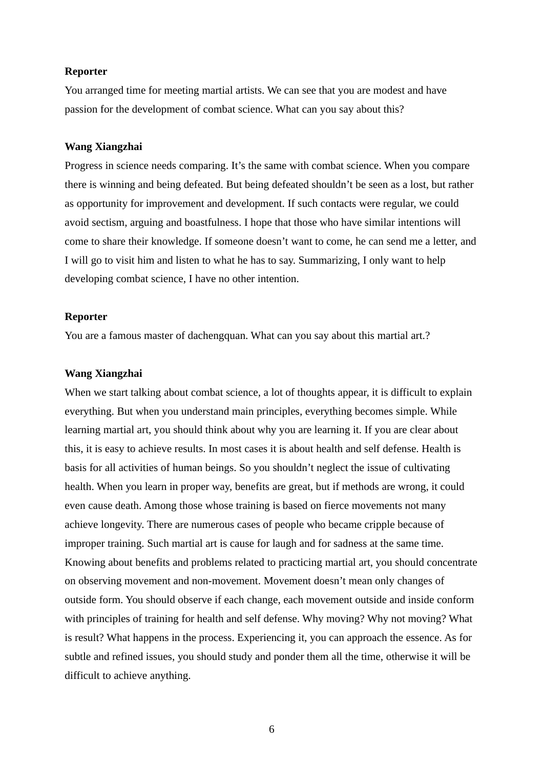**Reporter**

You arranged time for meeting martial artists. We can see that you are modest and have passion for the development of combat science. What can you say about this?

**Wang Xiangzhai**

Progress in science needs comparing. It's the same with combat science. When you compare there is winning and being defeated. But being defeated shouldn't be seen as a lost, but rather as opportunity for improvement and development. If such contacts were regular, we could avoid sectism, arguing and boastfulness. I hope that those who have similar intentions will come to share their knowledge. If someone doesn't want to come, he can send me a letter, and I will go to visit him and listen to what he has to say. Summarizing, I only want to help developing combat science, I have no other intention.

**Reporter**

You are a famous master of dachengquan. What can you say about this martial art.?

**Wang Xiangzhai**

When we start talking about combat science, a lot of thoughts appear, it is difficult to explain everything. But when you understand main principles, everything becomes simple. While learning martial art, you should think about why you are learning it. If you are clear about this, it is easy to achieve results. In most cases it is about health and self defense. Health is basis for all activities of human beings. So you shouldn't neglect the issue of cultivating health. When you learn in proper way, benefits are great, but if methods are wrong, it could even cause death. Among those whose training is based on fierce movements not many achieve longevity. There are numerous cases of people who became cripple because of improper training. Such martial art is cause for laugh and for sadness at the same time. Knowing about benefits and problems related to practicing martial art, you should concentrate on observing movement and non-movement. Movement doesn't mean only changes of outside form. You should observe if each change, each movement outside and inside conform with principles of training for health and self defense. Why moving? Why not moving? What is result? What happens in the process. Experiencing it, you can approach the essence. As for subtle and refined issues, you should study and ponder them all the time, otherwise it will be difficult to achieve anything.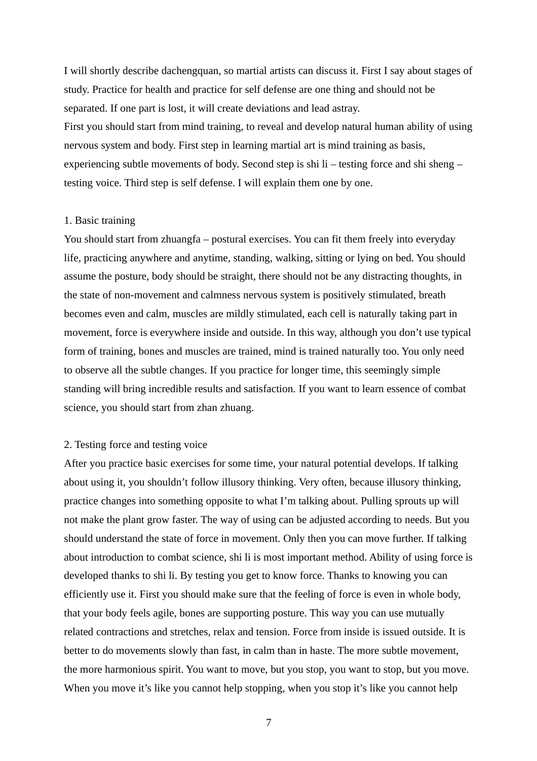I will shortly describe dachengquan, so martial artists can discuss it. First I say about stages of study. Practice for health and practice for self defense are one thing and should not be separated. If one part is lost, it will create deviations and lead astray.
First you should start from mind training, to reveal and develop natural human ability of using nervous system and body. First step in learning martial art is mind training as basis, experiencing subtle movements of body. Second step is shi li – testing force and shi sheng – testing voice. Third step is self defense. I will explain them one by one.

1. Basic training
You should start from zhuangfa – postural exercises. You can fit them freely into everyday life, practicing anywhere and anytime, standing, walking, sitting or lying on bed. You should assume the posture, body should be straight, there should not be any distracting thoughts, in the state of non-movement and calmness nervous system is positively stimulated, breath becomes even and calm, muscles are mildly stimulated, each cell is naturally taking part in movement, force is everywhere inside and outside. In this way, although you don't use typical form of training, bones and muscles are trained, mind is trained naturally too. You only need to observe all the subtle changes. If you practice for longer time, this seemingly simple standing will bring incredible results and satisfaction. If you want to learn essence of combat science, you should start from zhan zhuang.

2. Testing force and testing voice
After you practice basic exercises for some time, your natural potential develops. If talking about using it, you shouldn't follow illusory thinking. Very often, because illusory thinking, practice changes into something opposite to what I'm talking about. Pulling sprouts up will not make the plant grow faster. The way of using can be adjusted according to needs. But you should understand the state of force in movement. Only then you can move further. If talking about introduction to combat science, shi li is most important method. Ability of using force is developed thanks to shi li. By testing you get to know force. Thanks to knowing you can efficiently use it. First you should make sure that the feeling of force is even in whole body, that your body feels agile, bones are supporting posture. This way you can use mutually related contractions and stretches, relax and tension. Force from inside is issued outside. It is better to do movements slowly than fast, in calm than in haste. The more subtle movement, the more harmonious spirit. You want to move, but you stop, you want to stop, but you move. When you move it's like you cannot help stopping, when you stop it's like you cannot help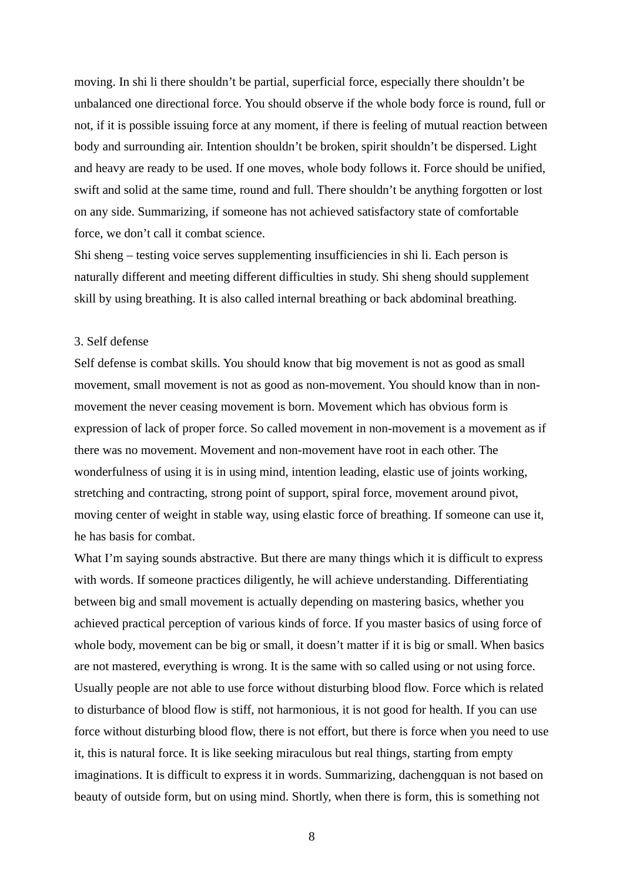moving. In shi li there shouldn't be partial, superficial force, especially there shouldn't be unbalanced one directional force. You should observe if the whole body force is round, full or not, if it is possible issuing force at any moment, if there is feeling of mutual reaction between body and surrounding air. Intention shouldn't be broken, spirit shouldn't be dispersed. Light and heavy are ready to be used. If one moves, whole body follows it. Force should be unified, swift and solid at the same time, round and full. There shouldn't be anything forgotten or lost on any side. Summarizing, if someone has not achieved satisfactory state of comfortable force, we don't call it combat science.

Shi sheng – testing voice serves supplementing insufficiencies in shi li. Each person is naturally different and meeting different difficulties in study. Shi sheng should supplement skill by using breathing. It is also called internal breathing or back abdominal breathing.

3. Self defense

Self defense is combat skills. You should know that big movement is not as good as small movement, small movement is not as good as non-movement. You should know than in non-movement the never ceasing movement is born. Movement which has obvious form is expression of lack of proper force. So called movement in non-movement is a movement as if there was no movement. Movement and non-movement have root in each other. The wonderfulness of using it is in using mind, intention leading, elastic use of joints working, stretching and contracting, strong point of support, spiral force, movement around pivot, moving center of weight in stable way, using elastic force of breathing. If someone can use it, he has basis for combat.

What I'm saying sounds abstractive. But there are many things which it is difficult to express with words. If someone practices diligently, he will achieve understanding. Differentiating between big and small movement is actually depending on mastering basics, whether you achieved practical perception of various kinds of force. If you master basics of using force of whole body, movement can be big or small, it doesn't matter if it is big or small. When basics are not mastered, everything is wrong. It is the same with so called using or not using force. Usually people are not able to use force without disturbing blood flow. Force which is related to disturbance of blood flow is stiff, not harmonious, it is not good for health. If you can use force without disturbing blood flow, there is not effort, but there is force when you need to use it, this is natural force. It is like seeking miraculous but real things, starting from empty imaginations. It is difficult to express it in words. Summarizing, dachengquan is not based on beauty of outside form, but on using mind. Shortly, when there is form, this is something not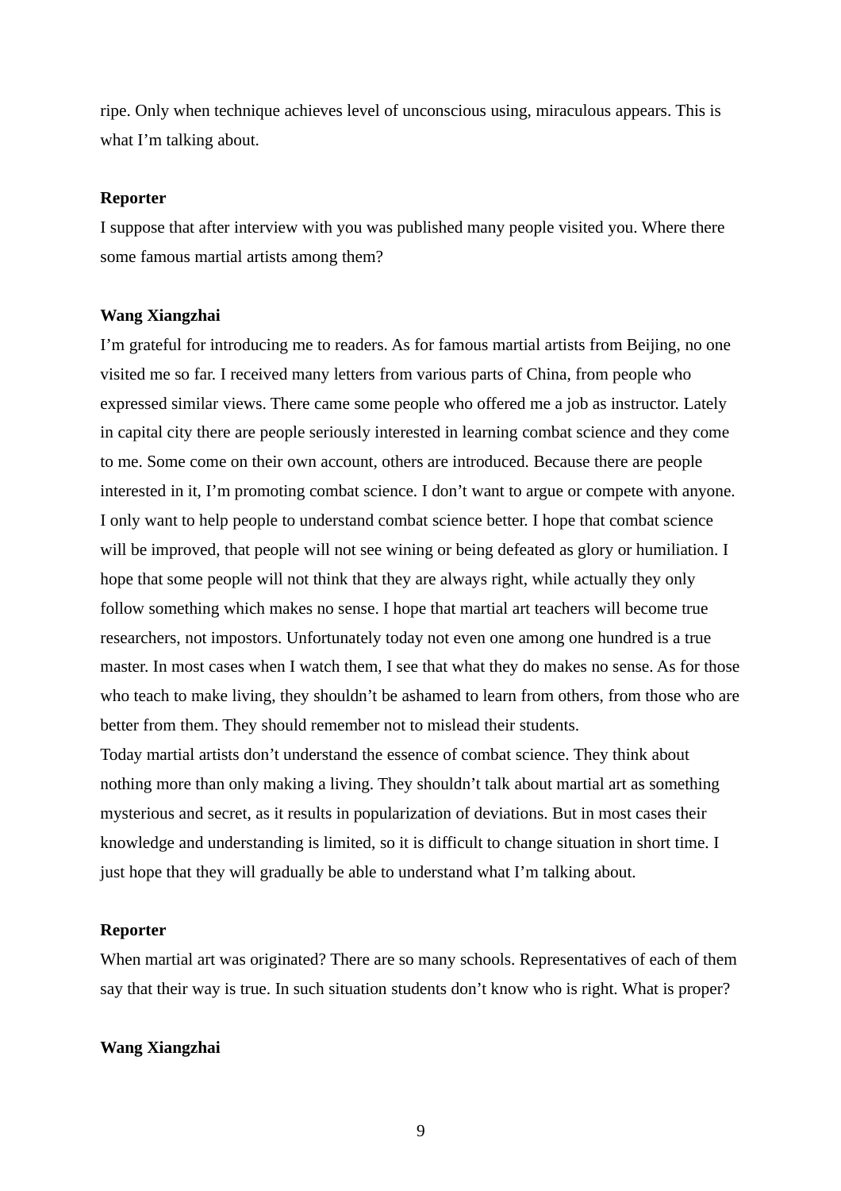ripe. Only when technique achieves level of unconscious using, miraculous appears. This is what I'm talking about.

**Reporter**

I suppose that after interview with you was published many people visited you. Where there some famous martial artists among them?

**Wang Xiangzhai**

I'm grateful for introducing me to readers. As for famous martial artists from Beijing, no one visited me so far. I received many letters from various parts of China, from people who expressed similar views. There came some people who offered me a job as instructor. Lately in capital city there are people seriously interested in learning combat science and they come to me. Some come on their own account, others are introduced. Because there are people interested in it, I'm promoting combat science. I don't want to argue or compete with anyone. I only want to help people to understand combat science better. I hope that combat science will be improved, that people will not see wining or being defeated as glory or humiliation. I hope that some people will not think that they are always right, while actually they only follow something which makes no sense. I hope that martial art teachers will become true researchers, not impostors. Unfortunately today not even one among one hundred is a true master. In most cases when I watch them, I see that what they do makes no sense. As for those who teach to make living, they shouldn't be ashamed to learn from others, from those who are better from them. They should remember not to mislead their students.

Today martial artists don't understand the essence of combat science. They think about nothing more than only making a living. They shouldn't talk about martial art as something mysterious and secret, as it results in popularization of deviations. But in most cases their knowledge and understanding is limited, so it is difficult to change situation in short time. I just hope that they will gradually be able to understand what I'm talking about.

**Reporter**

When martial art was originated? There are so many schools. Representatives of each of them say that their way is true. In such situation students don't know who is right. What is proper?

**Wang Xiangzhai**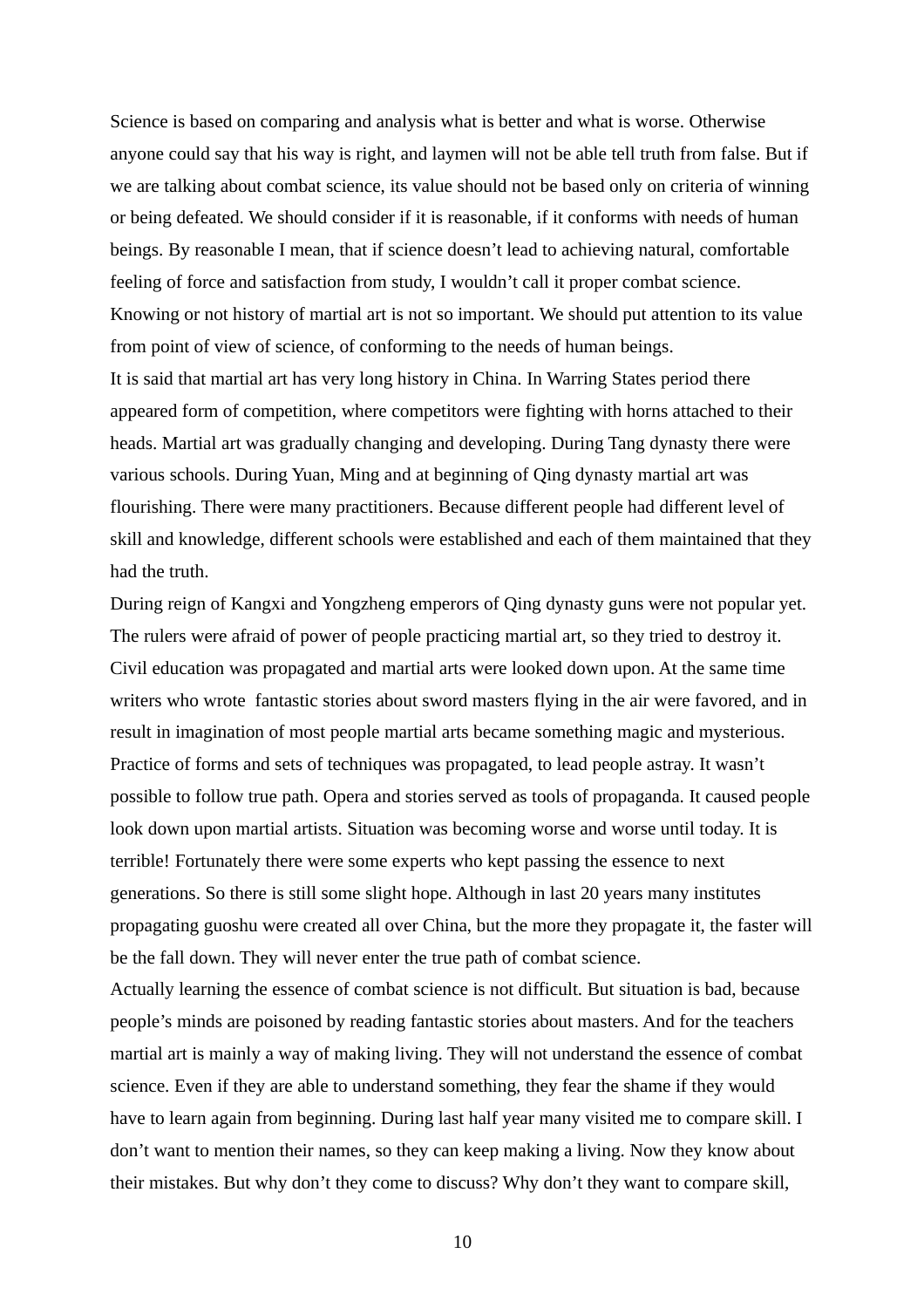Science is based on comparing and analysis what is better and what is worse. Otherwise anyone could say that his way is right, and laymen will not be able tell truth from false. But if we are talking about combat science, its value should not be based only on criteria of winning or being defeated. We should consider if it is reasonable, if it conforms with needs of human beings. By reasonable I mean, that if science doesn't lead to achieving natural, comfortable feeling of force and satisfaction from study, I wouldn't call it proper combat science. Knowing or not history of martial art is not so important. We should put attention to its value from point of view of science, of conforming to the needs of human beings.

It is said that martial art has very long history in China. In Warring States period there appeared form of competition, where competitors were fighting with horns attached to their heads. Martial art was gradually changing and developing. During Tang dynasty there were various schools. During Yuan, Ming and at beginning of Qing dynasty martial art was flourishing. There were many practitioners. Because different people had different level of skill and knowledge, different schools were established and each of them maintained that they had the truth.

During reign of Kangxi and Yongzheng emperors of Qing dynasty guns were not popular yet. The rulers were afraid of power of people practicing martial art, so they tried to destroy it. Civil education was propagated and martial arts were looked down upon. At the same time writers who wrote fantastic stories about sword masters flying in the air were favored, and in result in imagination of most people martial arts became something magic and mysterious. Practice of forms and sets of techniques was propagated, to lead people astray. It wasn't possible to follow true path. Opera and stories served as tools of propaganda. It caused people look down upon martial artists. Situation was becoming worse and worse until today. It is terrible! Fortunately there were some experts who kept passing the essence to next generations. So there is still some slight hope. Although in last 20 years many institutes propagating guoshu were created all over China, but the more they propagate it, the faster will be the fall down. They will never enter the true path of combat science.

Actually learning the essence of combat science is not difficult. But situation is bad, because people's minds are poisoned by reading fantastic stories about masters. And for the teachers martial art is mainly a way of making living. They will not understand the essence of combat science. Even if they are able to understand something, they fear the shame if they would have to learn again from beginning. During last half year many visited me to compare skill. I don't want to mention their names, so they can keep making a living. Now they know about their mistakes. But why don't they come to discuss? Why don't they want to compare skill,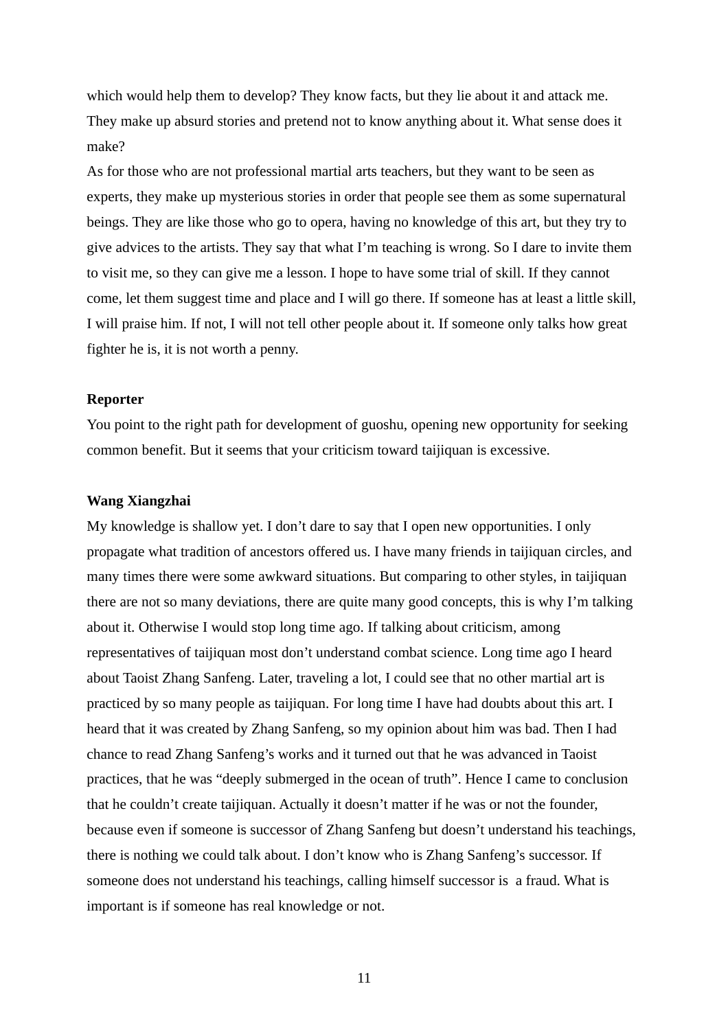which would help them to develop? They know facts, but they lie about it and attack me. They make up absurd stories and pretend not to know anything about it. What sense does it make?

As for those who are not professional martial arts teachers, but they want to be seen as experts, they make up mysterious stories in order that people see them as some supernatural beings. They are like those who go to opera, having no knowledge of this art, but they try to give advices to the artists. They say that what I'm teaching is wrong. So I dare to invite them to visit me, so they can give me a lesson. I hope to have some trial of skill. If they cannot come, let them suggest time and place and I will go there. If someone has at least a little skill, I will praise him. If not, I will not tell other people about it. If someone only talks how great fighter he is, it is not worth a penny.

**Reporter**

You point to the right path for development of guoshu, opening new opportunity for seeking common benefit. But it seems that your criticism toward taijiquan is excessive.

**Wang Xiangzhai**

My knowledge is shallow yet. I don't dare to say that I open new opportunities. I only propagate what tradition of ancestors offered us. I have many friends in taijiquan circles, and many times there were some awkward situations. But comparing to other styles, in taijiquan there are not so many deviations, there are quite many good concepts, this is why I'm talking about it. Otherwise I would stop long time ago. If talking about criticism, among representatives of taijiquan most don't understand combat science. Long time ago I heard about Taoist Zhang Sanfeng. Later, traveling a lot, I could see that no other martial art is practiced by so many people as taijiquan. For long time I have had doubts about this art. I heard that it was created by Zhang Sanfeng, so my opinion about him was bad. Then I had chance to read Zhang Sanfeng's works and it turned out that he was advanced in Taoist practices, that he was "deeply submerged in the ocean of truth". Hence I came to conclusion that he couldn't create taijiquan. Actually it doesn't matter if he was or not the founder, because even if someone is successor of Zhang Sanfeng but doesn't understand his teachings, there is nothing we could talk about. I don't know who is Zhang Sanfeng's successor. If someone does not understand his teachings, calling himself successor is a fraud. What is important is if someone has real knowledge or not.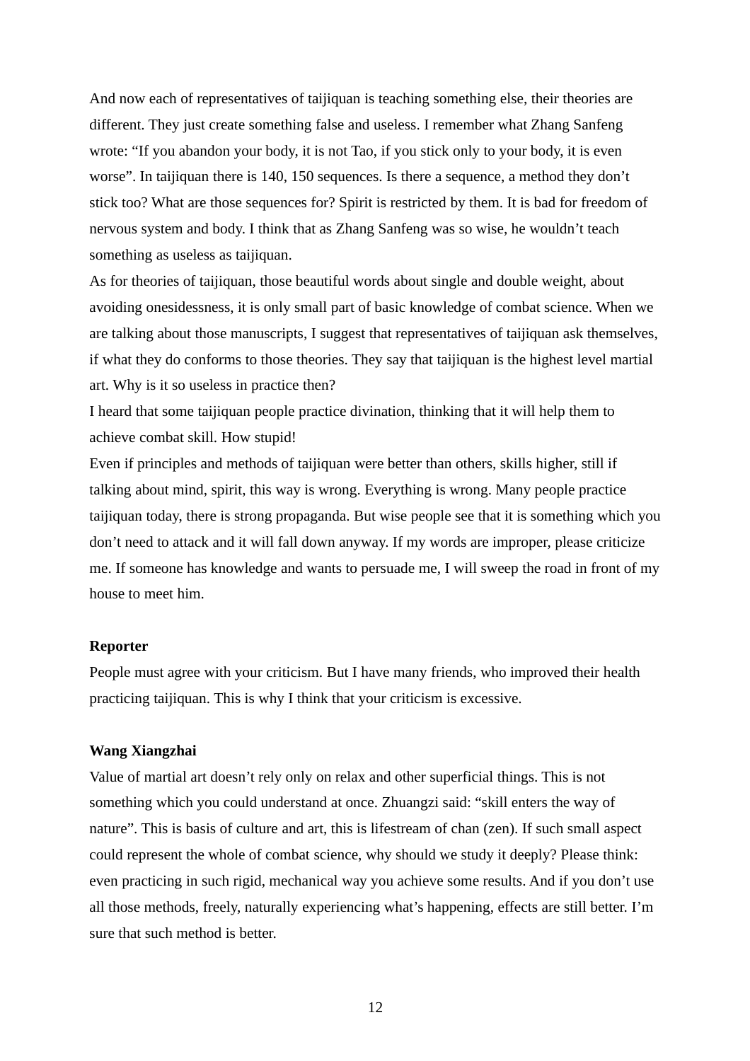And now each of representatives of taijiquan is teaching something else, their theories are different. They just create something false and useless. I remember what Zhang Sanfeng wrote: “If you abandon your body, it is not Tao, if you stick only to your body, it is even worse”. In taijiquan there is 140, 150 sequences. Is there a sequence, a method they don’t stick too? What are those sequences for? Spirit is restricted by them. It is bad for freedom of nervous system and body. I think that as Zhang Sanfeng was so wise, he wouldn’t teach something as useless as taijiquan.

As for theories of taijiquan, those beautiful words about single and double weight, about avoiding onesidessness, it is only small part of basic knowledge of combat science. When we are talking about those manuscripts, I suggest that representatives of taijiquan ask themselves, if what they do conforms to those theories. They say that taijiquan is the highest level martial art. Why is it so useless in practice then?

I heard that some taijiquan people practice divination, thinking that it will help them to achieve combat skill. How stupid!

Even if principles and methods of taijiquan were better than others, skills higher, still if talking about mind, spirit, this way is wrong. Everything is wrong. Many people practice taijiquan today, there is strong propaganda. But wise people see that it is something which you don’t need to attack and it will fall down anyway. If my words are improper, please criticize me. If someone has knowledge and wants to persuade me, I will sweep the road in front of my house to meet him.

**Reporter**

People must agree with your criticism. But I have many friends, who improved their health practicing taijiquan. This is why I think that your criticism is excessive.

**Wang Xiangzhai**

Value of martial art doesn’t rely only on relax and other superficial things. This is not something which you could understand at once. Zhuangzi said: “skill enters the way of nature”. This is basis of culture and art, this is lifestream of chan (zen). If such small aspect could represent the whole of combat science, why should we study it deeply? Please think: even practicing in such rigid, mechanical way you achieve some results. And if you don’t use all those methods, freely, naturally experiencing what’s happening, effects are still better. I’m sure that such method is better.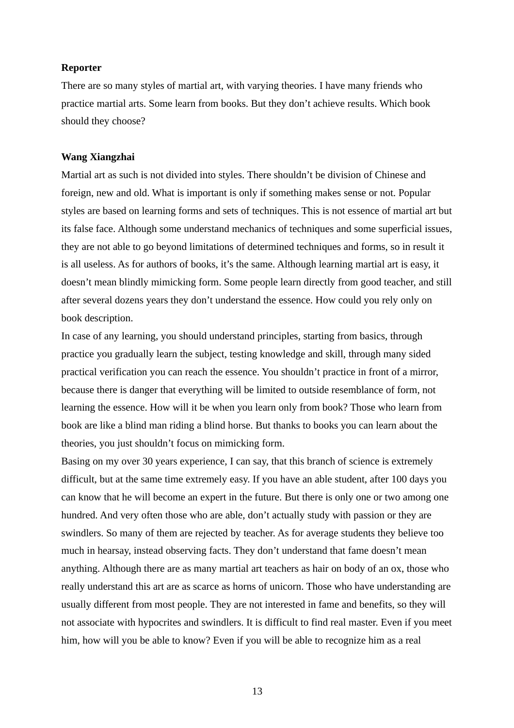**Reporter**

There are so many styles of martial art, with varying theories. I have many friends who practice martial arts. Some learn from books. But they don't achieve results. Which book should they choose?

**Wang Xiangzhai**

Martial art as such is not divided into styles. There shouldn't be division of Chinese and foreign, new and old. What is important is only if something makes sense or not. Popular styles are based on learning forms and sets of techniques. This is not essence of martial art but its false face. Although some understand mechanics of techniques and some superficial issues, they are not able to go beyond limitations of determined techniques and forms, so in result it is all useless. As for authors of books, it's the same. Although learning martial art is easy, it doesn't mean blindly mimicking form. Some people learn directly from good teacher, and still after several dozens years they don't understand the essence. How could you rely only on book description.

In case of any learning, you should understand principles, starting from basics, through practice you gradually learn the subject, testing knowledge and skill, through many sided practical verification you can reach the essence. You shouldn't practice in front of a mirror, because there is danger that everything will be limited to outside resemblance of form, not learning the essence. How will it be when you learn only from book? Those who learn from book are like a blind man riding a blind horse. But thanks to books you can learn about the theories, you just shouldn't focus on mimicking form.

Basing on my over 30 years experience, I can say, that this branch of science is extremely difficult, but at the same time extremely easy. If you have an able student, after 100 days you can know that he will become an expert in the future. But there is only one or two among one hundred. And very often those who are able, don't actually study with passion or they are swindlers. So many of them are rejected by teacher. As for average students they believe too much in hearsay, instead observing facts. They don't understand that fame doesn't mean anything. Although there are as many martial art teachers as hair on body of an ox, those who really understand this art are as scarce as horns of unicorn. Those who have understanding are usually different from most people. They are not interested in fame and benefits, so they will not associate with hypocrites and swindlers. It is difficult to find real master. Even if you meet him, how will you be able to know? Even if you will be able to recognize him as a real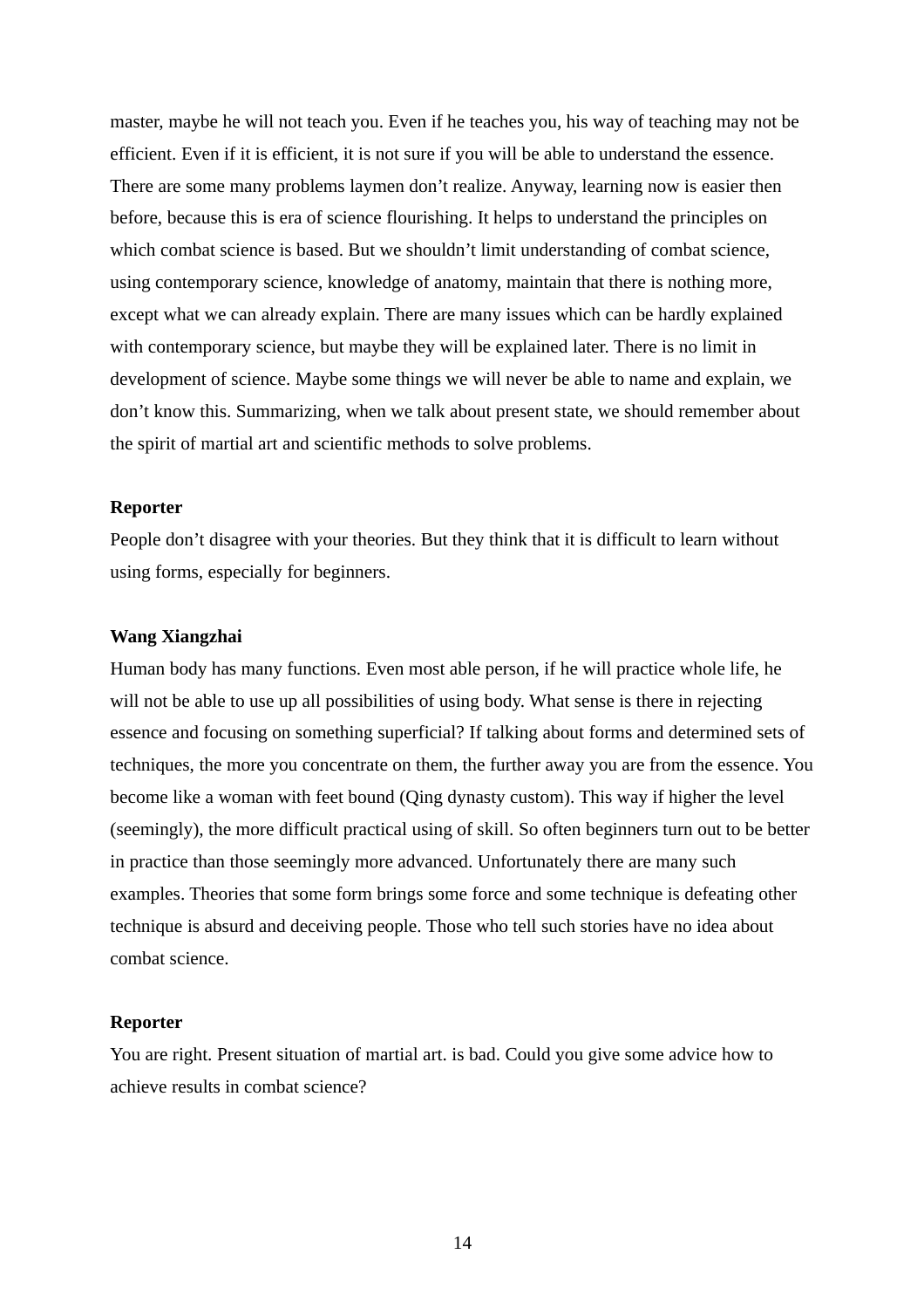master, maybe he will not teach you. Even if he teaches you, his way of teaching may not be efficient. Even if it is efficient, it is not sure if you will be able to understand the essence. There are some many problems laymen don't realize. Anyway, learning now is easier then before, because this is era of science flourishing. It helps to understand the principles on which combat science is based. But we shouldn't limit understanding of combat science, using contemporary science, knowledge of anatomy, maintain that there is nothing more, except what we can already explain. There are many issues which can be hardly explained with contemporary science, but maybe they will be explained later. There is no limit in development of science. Maybe some things we will never be able to name and explain, we don't know this. Summarizing, when we talk about present state, we should remember about the spirit of martial art and scientific methods to solve problems.

**Reporter**

People don't disagree with your theories. But they think that it is difficult to learn without using forms, especially for beginners.

**Wang Xiangzhai**

Human body has many functions. Even most able person, if he will practice whole life, he will not be able to use up all possibilities of using body. What sense is there in rejecting essence and focusing on something superficial? If talking about forms and determined sets of techniques, the more you concentrate on them, the further away you are from the essence. You become like a woman with feet bound (Qing dynasty custom). This way if higher the level (seemingly), the more difficult practical using of skill. So often beginners turn out to be better in practice than those seemingly more advanced. Unfortunately there are many such examples. Theories that some form brings some force and some technique is defeating other technique is absurd and deceiving people. Those who tell such stories have no idea about combat science.

**Reporter**

You are right. Present situation of martial art. is bad. Could you give some advice how to achieve results in combat science?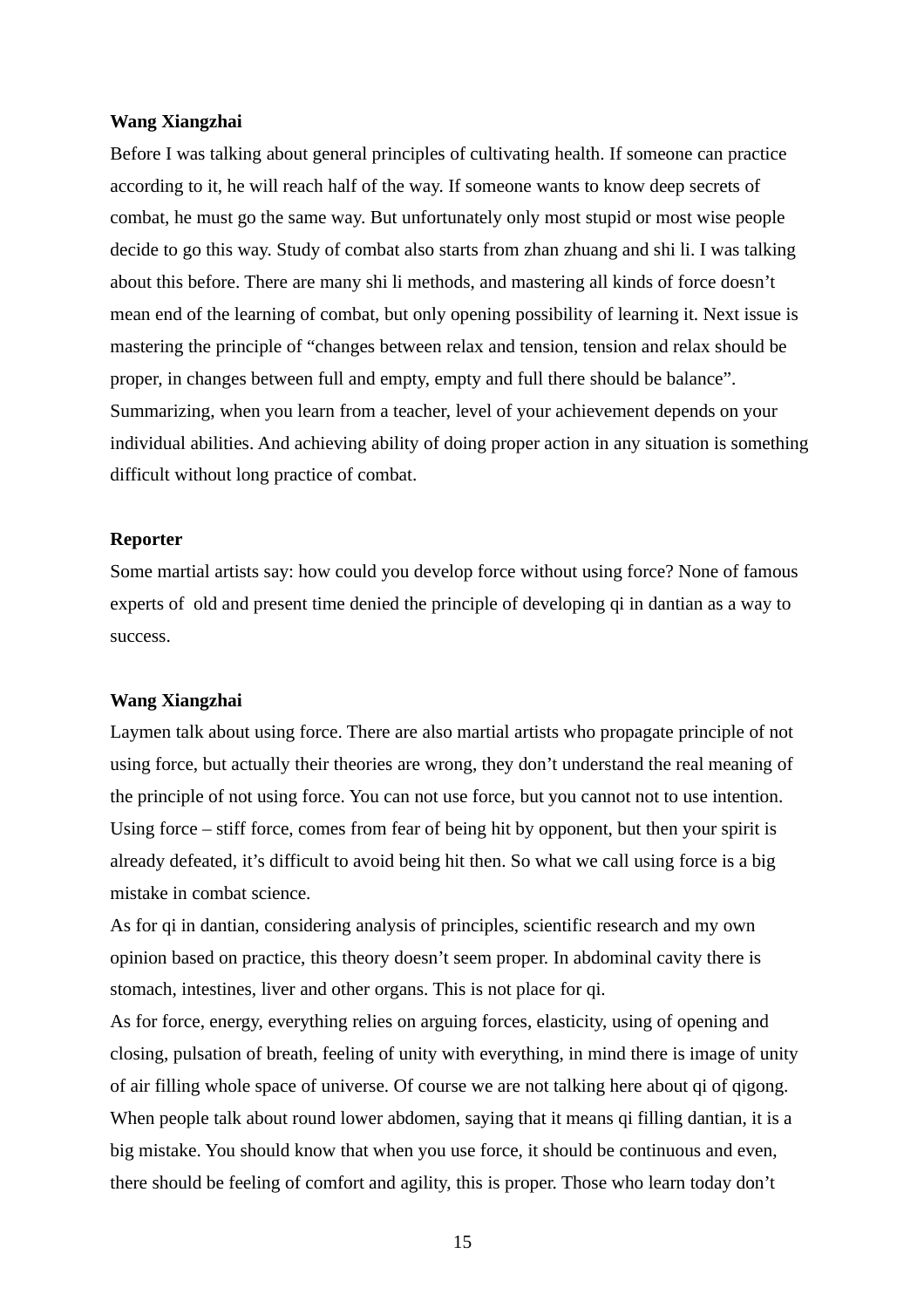**Wang Xiangzhai**

Before I was talking about general principles of cultivating health. If someone can practice according to it, he will reach half of the way. If someone wants to know deep secrets of combat, he must go the same way. But unfortunately only most stupid or most wise people decide to go this way. Study of combat also starts from zhan zhuang and shi li. I was talking about this before. There are many shi li methods, and mastering all kinds of force doesn't mean end of the learning of combat, but only opening possibility of learning it. Next issue is mastering the principle of "changes between relax and tension, tension and relax should be proper, in changes between full and empty, empty and full there should be balance". Summarizing, when you learn from a teacher, level of your achievement depends on your individual abilities. And achieving ability of doing proper action in any situation is something difficult without long practice of combat.

**Reporter**

Some martial artists say: how could you develop force without using force? None of famous experts of old and present time denied the principle of developing qi in dantian as a way to success.

**Wang Xiangzhai**

Laymen talk about using force. There are also martial artists who propagate principle of not using force, but actually their theories are wrong, they don't understand the real meaning of the principle of not using force. You can not use force, but you cannot not to use intention. Using force – stiff force, comes from fear of being hit by opponent, but then your spirit is already defeated, it's difficult to avoid being hit then. So what we call using force is a big mistake in combat science.

As for qi in dantian, considering analysis of principles, scientific research and my own opinion based on practice, this theory doesn't seem proper. In abdominal cavity there is stomach, intestines, liver and other organs. This is not place for qi.

As for force, energy, everything relies on arguing forces, elasticity, using of opening and closing, pulsation of breath, feeling of unity with everything, in mind there is image of unity of air filling whole space of universe. Of course we are not talking here about qi of qigong. When people talk about round lower abdomen, saying that it means qi filling dantian, it is a big mistake. You should know that when you use force, it should be continuous and even, there should be feeling of comfort and agility, this is proper. Those who learn today don't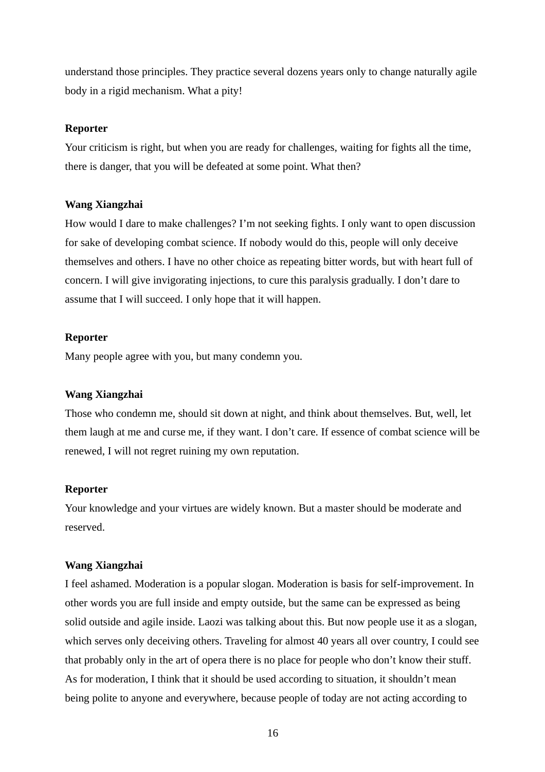understand those principles. They practice several dozens years only to change naturally agile body in a rigid mechanism. What a pity!

**Reporter**

Your criticism is right, but when you are ready for challenges, waiting for fights all the time, there is danger, that you will be defeated at some point. What then?

**Wang Xiangzhai**

How would I dare to make challenges? I'm not seeking fights. I only want to open discussion for sake of developing combat science. If nobody would do this, people will only deceive themselves and others. I have no other choice as repeating bitter words, but with heart full of concern. I will give invigorating injections, to cure this paralysis gradually. I don't dare to assume that I will succeed. I only hope that it will happen.

**Reporter**

Many people agree with you, but many condemn you.

**Wang Xiangzhai**

Those who condemn me, should sit down at night, and think about themselves. But, well, let them laugh at me and curse me, if they want. I don't care. If essence of combat science will be renewed, I will not regret ruining my own reputation.

**Reporter**

Your knowledge and your virtues are widely known. But a master should be moderate and reserved.

**Wang Xiangzhai**

I feel ashamed. Moderation is a popular slogan. Moderation is basis for self-improvement. In other words you are full inside and empty outside, but the same can be expressed as being solid outside and agile inside. Laozi was talking about this. But now people use it as a slogan, which serves only deceiving others. Traveling for almost 40 years all over country, I could see that probably only in the art of opera there is no place for people who don't know their stuff. As for moderation, I think that it should be used according to situation, it shouldn't mean being polite to anyone and everywhere, because people of today are not acting according to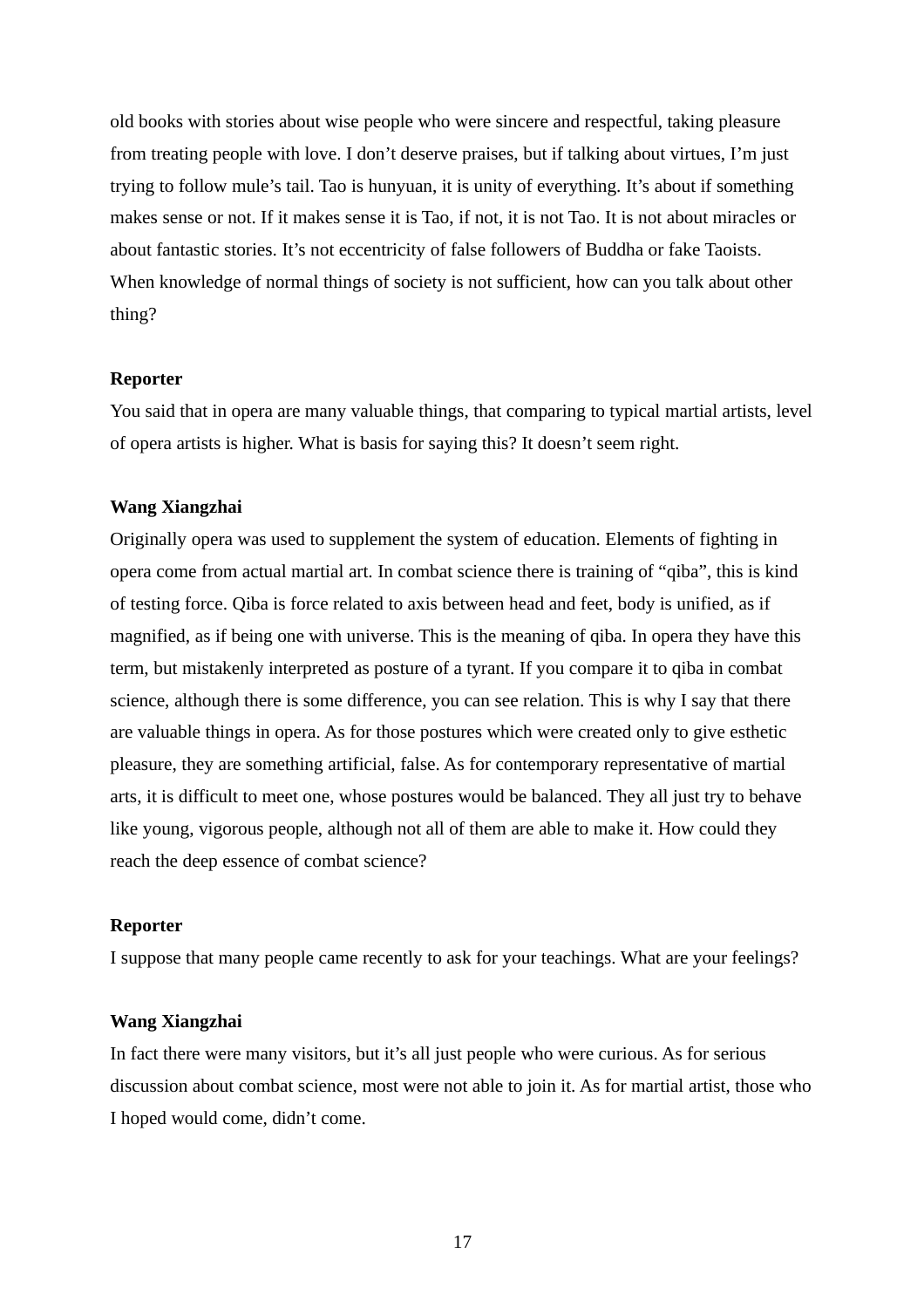old books with stories about wise people who were sincere and respectful, taking pleasure from treating people with love. I don't deserve praises, but if talking about virtues, I'm just trying to follow mule's tail. Tao is hunyuan, it is unity of everything. It's about if something makes sense or not. If it makes sense it is Tao, if not, it is not Tao. It is not about miracles or about fantastic stories. It's not eccentricity of false followers of Buddha or fake Taoists. When knowledge of normal things of society is not sufficient, how can you talk about other thing?

**Reporter**

You said that in opera are many valuable things, that comparing to typical martial artists, level of opera artists is higher. What is basis for saying this? It doesn't seem right.

**Wang Xiangzhai**

Originally opera was used to supplement the system of education. Elements of fighting in opera come from actual martial art. In combat science there is training of "qiba", this is kind of testing force. Qiba is force related to axis between head and feet, body is unified, as if magnified, as if being one with universe. This is the meaning of qiba. In opera they have this term, but mistakenly interpreted as posture of a tyrant. If you compare it to qiba in combat science, although there is some difference, you can see relation. This is why I say that there are valuable things in opera. As for those postures which were created only to give esthetic pleasure, they are something artificial, false. As for contemporary representative of martial arts, it is difficult to meet one, whose postures would be balanced. They all just try to behave like young, vigorous people, although not all of them are able to make it. How could they reach the deep essence of combat science?

**Reporter**

I suppose that many people came recently to ask for your teachings. What are your feelings?

**Wang Xiangzhai**

In fact there were many visitors, but it's all just people who were curious. As for serious discussion about combat science, most were not able to join it. As for martial artist, those who I hoped would come, didn't come.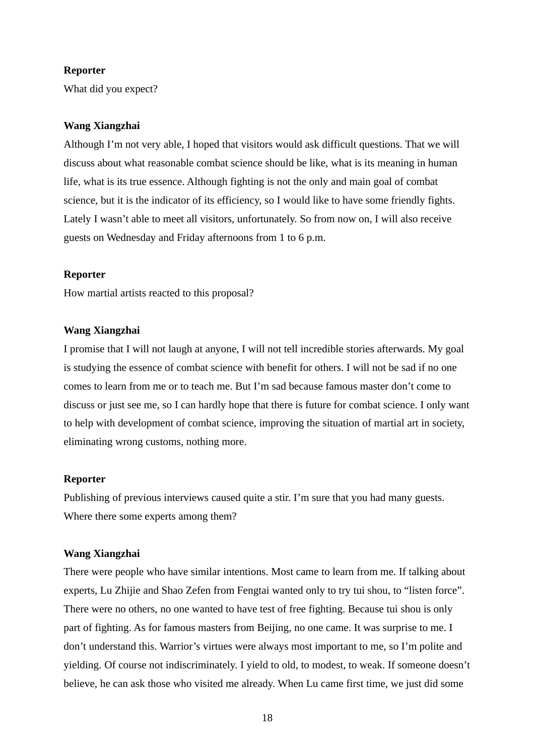**Reporter**

What did you expect?

**Wang Xiangzhai**

Although I'm not very able, I hoped that visitors would ask difficult questions. That we will discuss about what reasonable combat science should be like, what is its meaning in human life, what is its true essence. Although fighting is not the only and main goal of combat science, but it is the indicator of its efficiency, so I would like to have some friendly fights. Lately I wasn't able to meet all visitors, unfortunately. So from now on, I will also receive guests on Wednesday and Friday afternoons from 1 to 6 p.m.

**Reporter**

How martial artists reacted to this proposal?

**Wang Xiangzhai**

I promise that I will not laugh at anyone, I will not tell incredible stories afterwards. My goal is studying the essence of combat science with benefit for others. I will not be sad if no one comes to learn from me or to teach me. But I'm sad because famous master don't come to discuss or just see me, so I can hardly hope that there is future for combat science. I only want to help with development of combat science, improving the situation of martial art in society, eliminating wrong customs, nothing more.

**Reporter**

Publishing of previous interviews caused quite a stir. I'm sure that you had many guests. Where there some experts among them?

**Wang Xiangzhai**

There were people who have similar intentions. Most came to learn from me. If talking about experts, Lu Zhijie and Shao Zefen from Fengtai wanted only to try tui shou, to "listen force". There were no others, no one wanted to have test of free fighting. Because tui shou is only part of fighting. As for famous masters from Beijing, no one came. It was surprise to me. I don't understand this. Warrior's virtues were always most important to me, so I'm polite and yielding. Of course not indiscriminately. I yield to old, to modest, to weak. If someone doesn't believe, he can ask those who visited me already. When Lu came first time, we just did some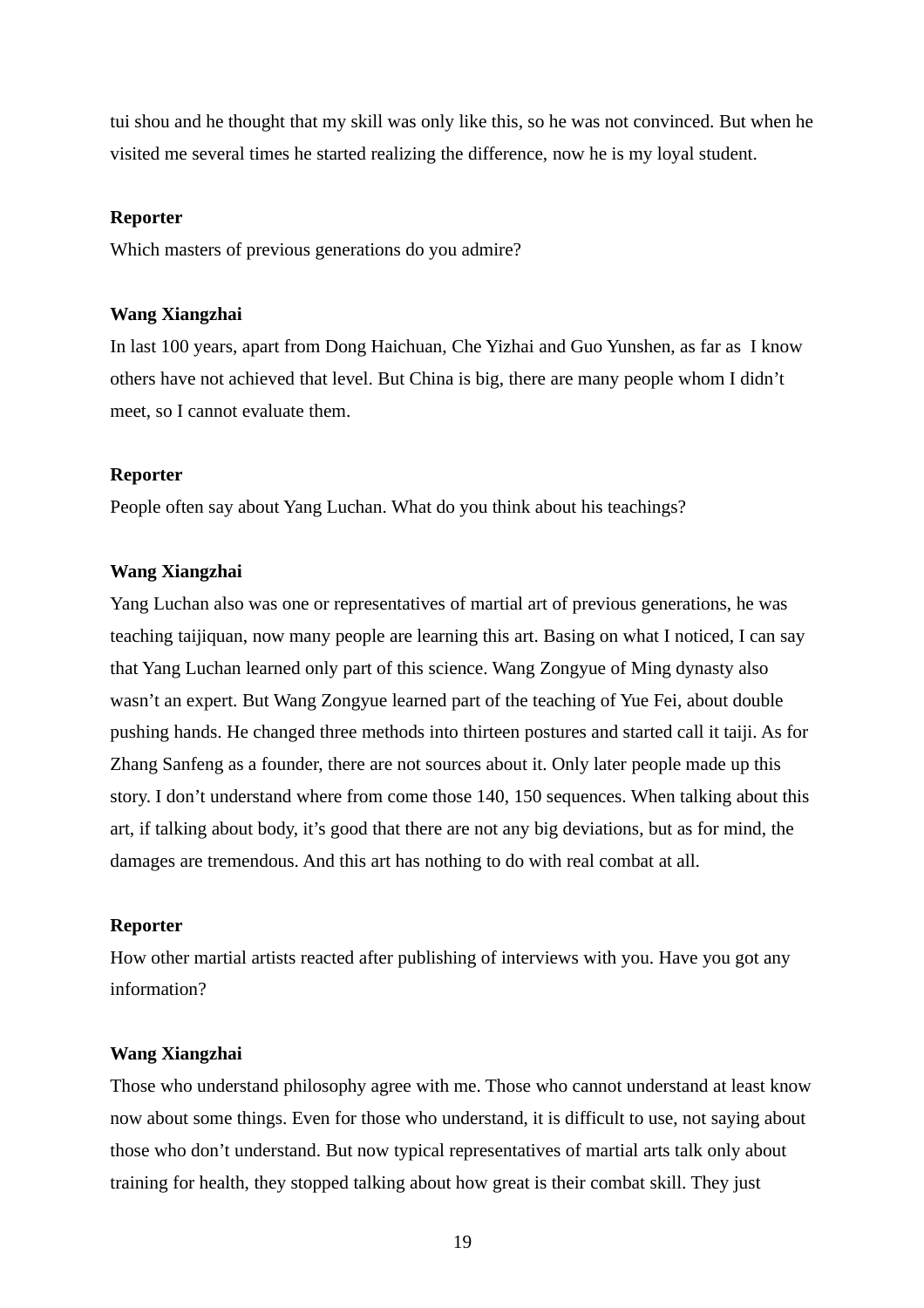tui shou and he thought that my skill was only like this, so he was not convinced. But when he visited me several times he started realizing the difference, now he is my loyal student.

**Reporter**

Which masters of previous generations do you admire?

**Wang Xiangzhai**

In last 100 years, apart from Dong Haichuan, Che Yizhai and Guo Yunshen, as far as I know others have not achieved that level. But China is big, there are many people whom I didn't meet, so I cannot evaluate them.

**Reporter**

People often say about Yang Luchan. What do you think about his teachings?

**Wang Xiangzhai**

Yang Luchan also was one or representatives of martial art of previous generations, he was teaching taijiquan, now many people are learning this art. Basing on what I noticed, I can say that Yang Luchan learned only part of this science. Wang Zongyue of Ming dynasty also wasn't an expert. But Wang Zongyue learned part of the teaching of Yue Fei, about double pushing hands. He changed three methods into thirteen postures and started call it taiji. As for Zhang Sanfeng as a founder, there are not sources about it. Only later people made up this story. I don't understand where from come those 140, 150 sequences. When talking about this art, if talking about body, it's good that there are not any big deviations, but as for mind, the damages are tremendous. And this art has nothing to do with real combat at all.

**Reporter**

How other martial artists reacted after publishing of interviews with you. Have you got any information?

**Wang Xiangzhai**

Those who understand philosophy agree with me. Those who cannot understand at least know now about some things. Even for those who understand, it is difficult to use, not saying about those who don't understand. But now typical representatives of martial arts talk only about training for health, they stopped talking about how great is their combat skill. They just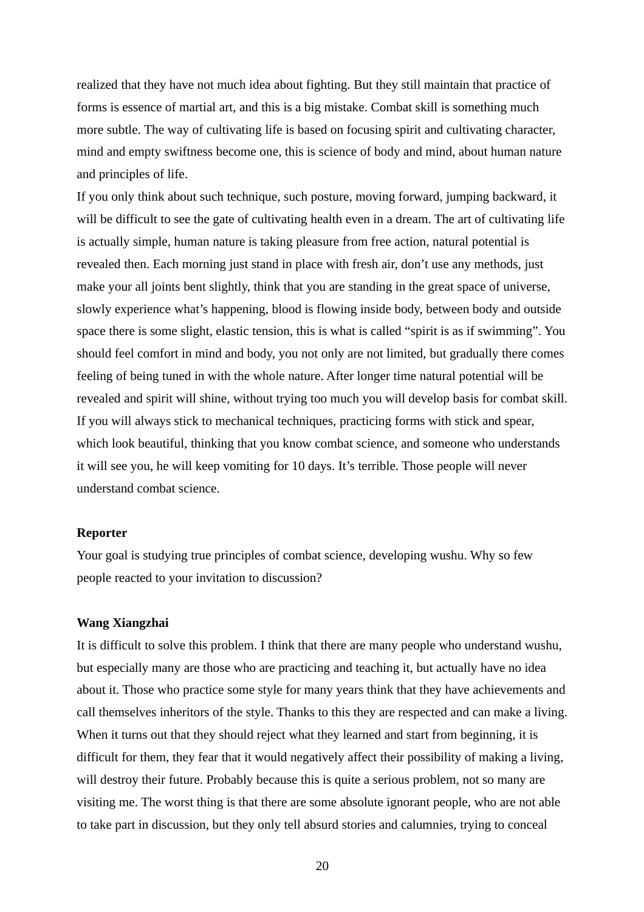realized that they have not much idea about fighting. But they still maintain that practice of forms is essence of martial art, and this is a big mistake. Combat skill is something much more subtle. The way of cultivating life is based on focusing spirit and cultivating character, mind and empty swiftness become one, this is science of body and mind, about human nature and principles of life.

If you only think about such technique, such posture, moving forward, jumping backward, it will be difficult to see the gate of cultivating health even in a dream. The art of cultivating life is actually simple, human nature is taking pleasure from free action, natural potential is revealed then. Each morning just stand in place with fresh air, don't use any methods, just make your all joints bent slightly, think that you are standing in the great space of universe, slowly experience what's happening, blood is flowing inside body, between body and outside space there is some slight, elastic tension, this is what is called "spirit is as if swimming". You should feel comfort in mind and body, you not only are not limited, but gradually there comes feeling of being tuned in with the whole nature. After longer time natural potential will be revealed and spirit will shine, without trying too much you will develop basis for combat skill. If you will always stick to mechanical techniques, practicing forms with stick and spear, which look beautiful, thinking that you know combat science, and someone who understands it will see you, he will keep vomiting for 10 days. It's terrible. Those people will never understand combat science.

**Reporter**

Your goal is studying true principles of combat science, developing wushu. Why so few people reacted to your invitation to discussion?

**Wang Xiangzhai**

It is difficult to solve this problem. I think that there are many people who understand wushu, but especially many are those who are practicing and teaching it, but actually have no idea about it. Those who practice some style for many years think that they have achievements and call themselves inheritors of the style. Thanks to this they are respected and can make a living. When it turns out that they should reject what they learned and start from beginning, it is difficult for them, they fear that it would negatively affect their possibility of making a living, will destroy their future. Probably because this is quite a serious problem, not so many are visiting me. The worst thing is that there are some absolute ignorant people, who are not able to take part in discussion, but they only tell absurd stories and calumnies, trying to conceal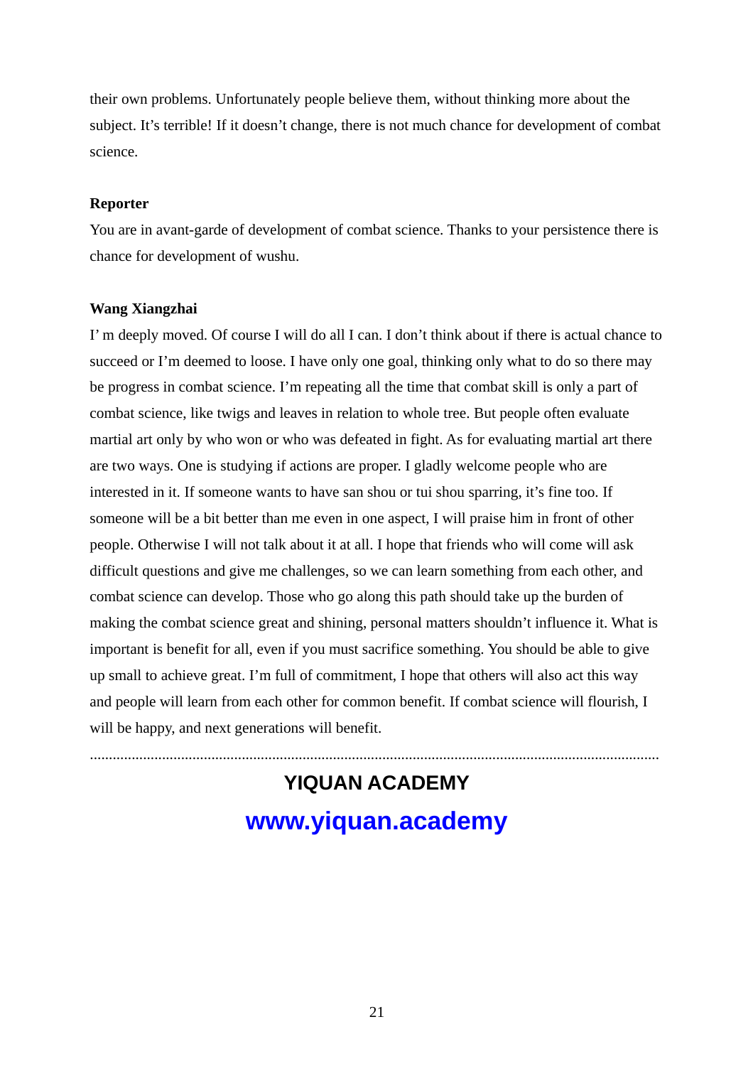their own problems. Unfortunately people believe them, without thinking more about the subject. It’s terrible! If it doesn’t change, there is not much chance for development of combat science.

**Reporter**

You are in avant-garde of development of combat science. Thanks to your persistence there is chance for development of wushu.

**Wang Xiangzhai**

I’ m deeply moved. Of course I will do all I can. I don’t think about if there is actual chance to succeed or I’m deemed to loose. I have only one goal, thinking only what to do so there may be progress in combat science. I’m repeating all the time that combat skill is only a part of combat science, like twigs and leaves in relation to whole tree. But people often evaluate martial art only by who won or who was defeated in fight. As for evaluating martial art there are two ways. One is studying if actions are proper. I gladly welcome people who are interested in it. If someone wants to have san shou or tui shou sparring, it’s fine too. If someone will be a bit better than me even in one aspect, I will praise him in front of other people. Otherwise I will not talk about it at all. I hope that friends who will come will ask difficult questions and give me challenges, so we can learn something from each other, and combat science can develop. Those who go along this path should take up the burden of making the combat science great and shining, personal matters shouldn’t influence it. What is important is benefit for all, even if you must sacrifice something. You should be able to give up small to achieve great. I’m full of commitment, I hope that others will also act this way and people will learn from each other for common benefit. If combat science will flourish, I will be happy, and next generations will benefit.

................................................................................................................................................

**YIQUAN ACADEMY**

**www.yiquan.academy**